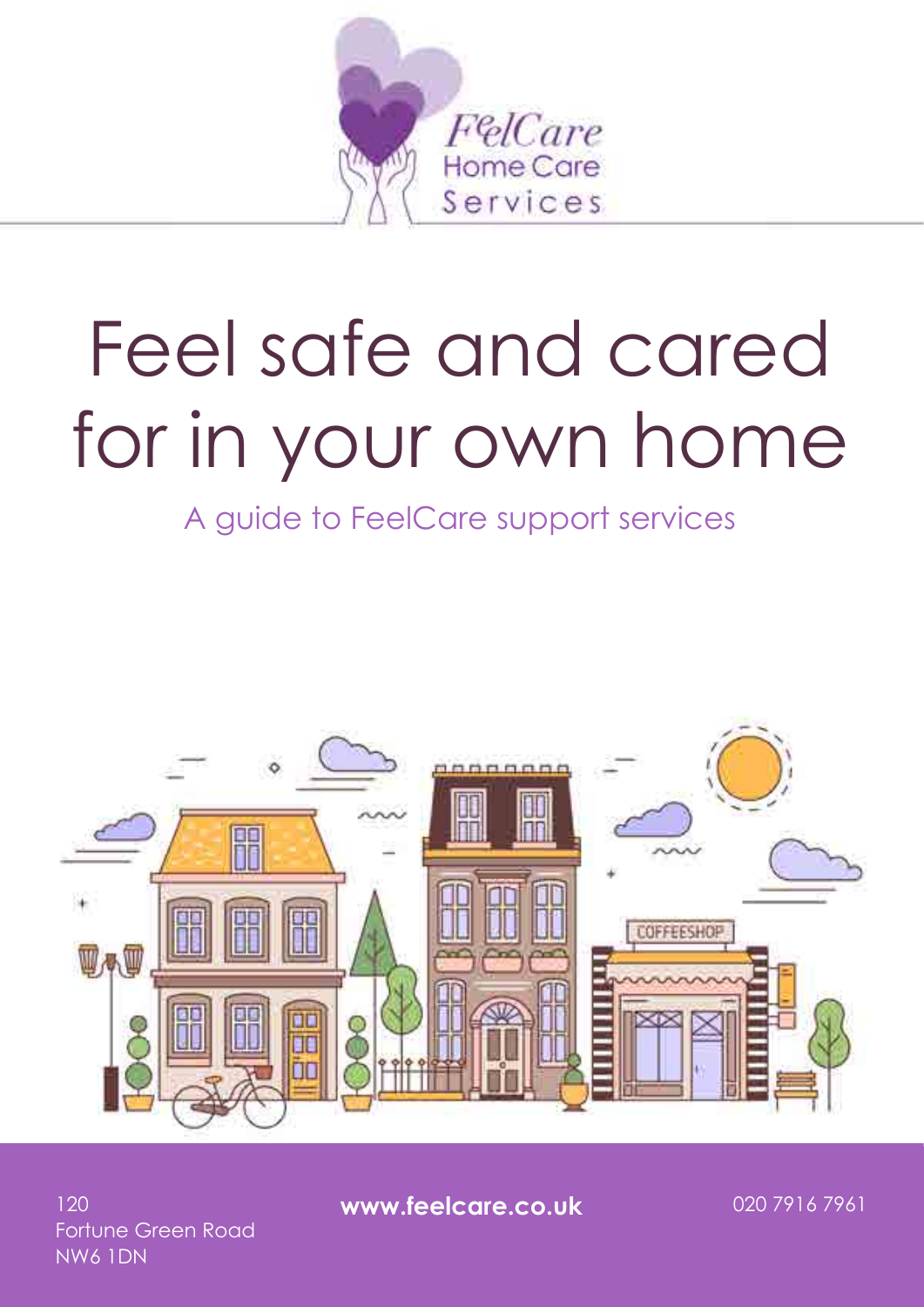FeelCare Home Care Services

# Feel safe and cared for in your own home

A guide to FeelCare support services

120
Fortune Green Road
NW6 1DN

**www.feelcare.co.uk**

020 7916 7961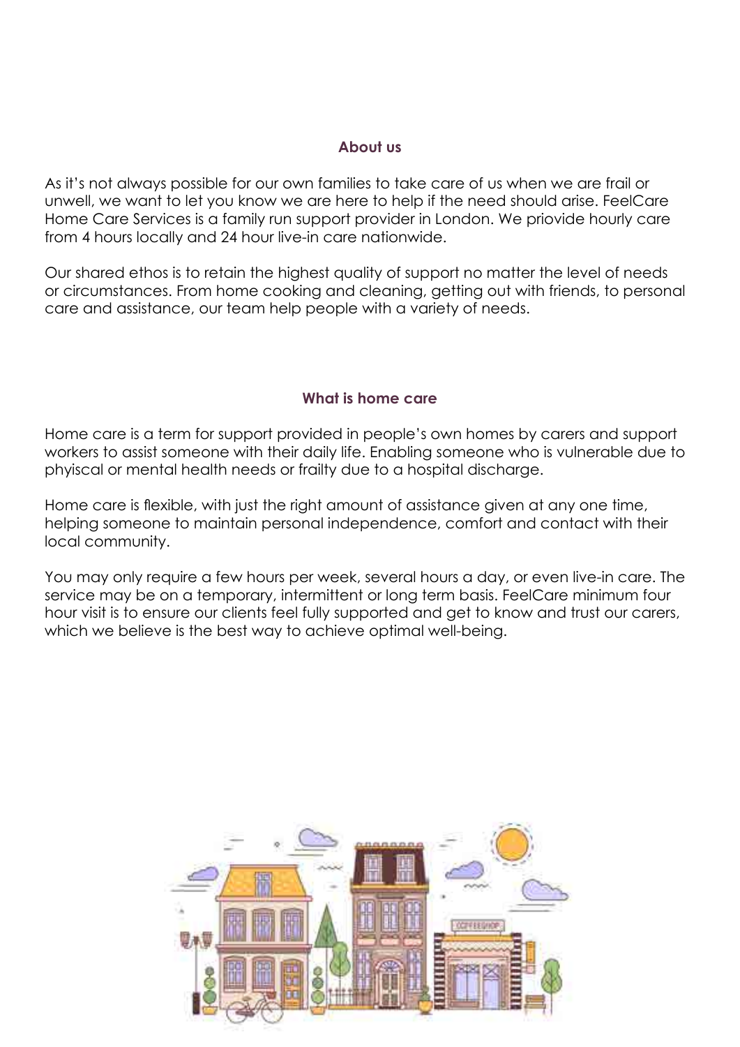## About us

As it's not always possible for our own families to take care of us when we are frail or unwell, we want to let you know we are here to help if the need should arise. FeelCare Home Care Services is a family run support provider in London. We priovide hourly care from 4 hours locally and 24 hour live-in care nationwide.

Our shared ethos is to retain the highest quality of support no matter the level of needs or circumstances. From home cooking and cleaning, getting out with friends, to personal care and assistance, our team help people with a variety of needs.

## What is home care

Home care is a term for support provided in people's own homes by carers and support workers to assist someone with their daily life. Enabling someone who is vulnerable due to phyiscal or mental health needs or frailty due to a hospital discharge.

Home care is flexible, with just the right amount of assistance given at any one time, helping someone to maintain personal independence, comfort and contact with their local community.

You may only require a few hours per week, several hours a day, or even live-in care. The service may be on a temporary, intermittent or long term basis. FeelCare minimum four hour visit is to ensure our clients feel fully supported and get to know and trust our carers, which we believe is the best way to achieve optimal well-being.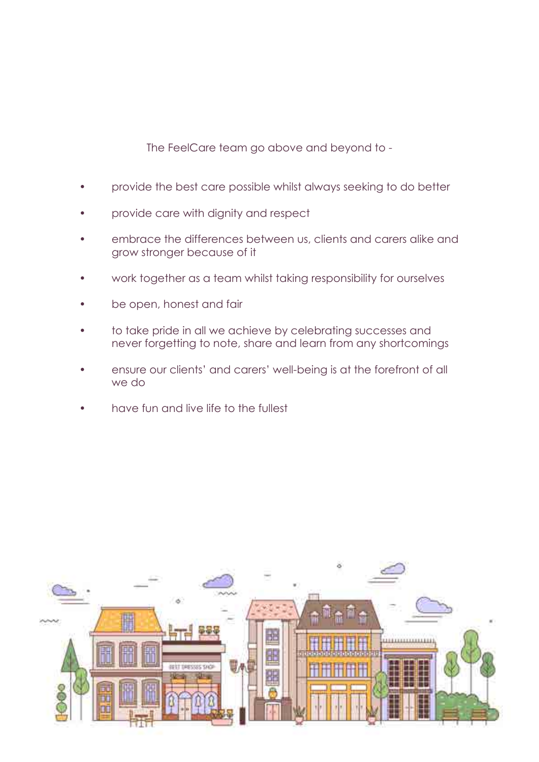The FeelCare team go above and beyond to -

- provide the best care possible whilst always seeking to do better
- provide care with dignity and respect
- embrace the differences between us, clients and carers alike and grow stronger because of it
- work together as a team whilst taking responsibility for ourselves
- be open, honest and fair
- to take pride in all we achieve by celebrating successes and never forgetting to note, share and learn from any shortcomings
- ensure our clients' and carers' well-being is at the forefront of all we do
- have fun and live life to the fullest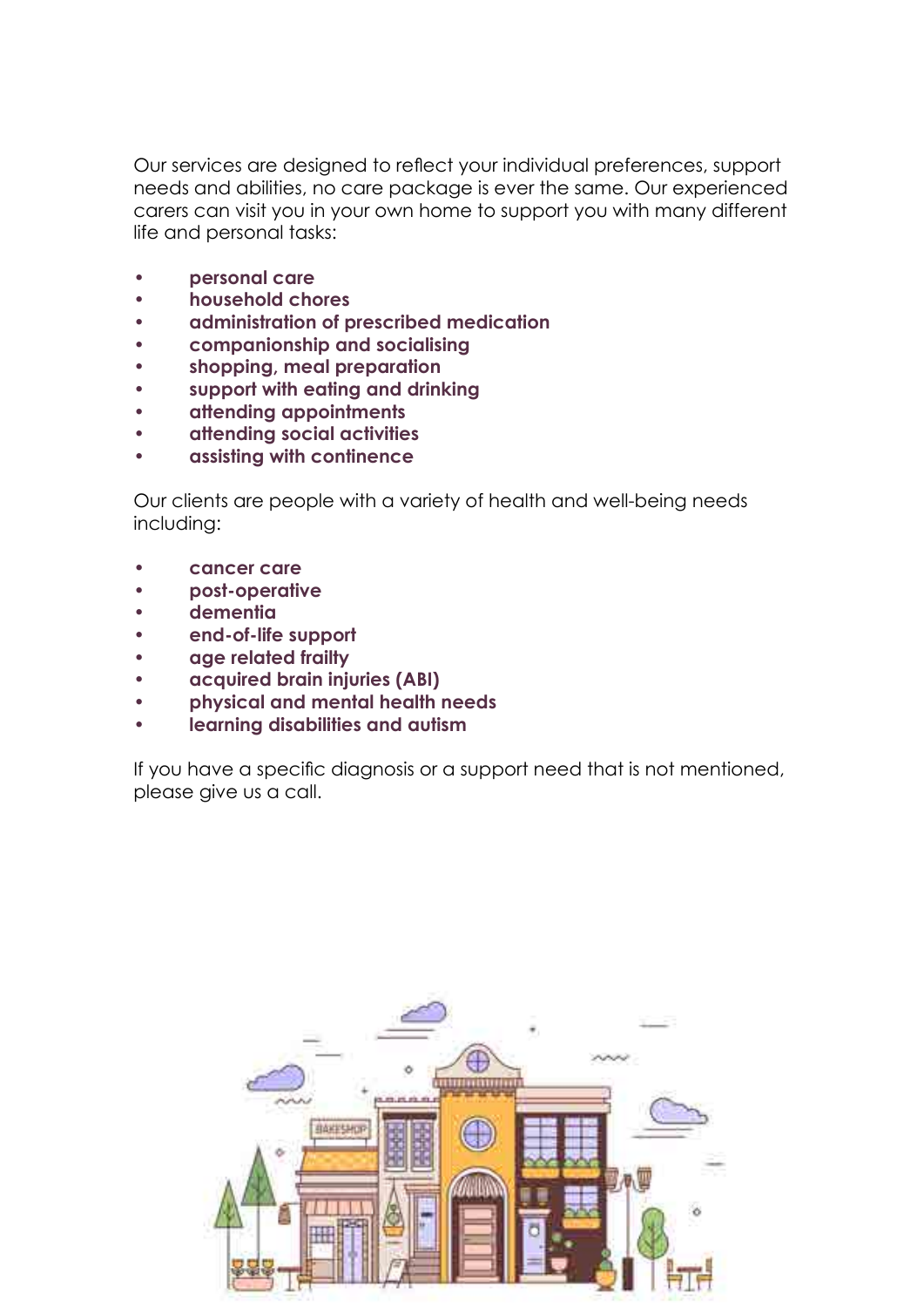Our services are designed to reflect your individual preferences, support needs and abilities, no care package is ever the same. Our experienced carers can visit you in your own home to support you with many different life and personal tasks:

- **personal care**
- **household chores**
- **administration of prescribed medication**
- **companionship and socialising**
- **shopping, meal preparation**
- **support with eating and drinking**
- **attending appointments**
- **attending social activities**
- **assisting with continence**

Our clients are people with a variety of health and well-being needs including:

- **cancer care**
- **post-operative**
- **dementia**
- **end-of-life support**
- **age related frailty**
- **acquired brain injuries (ABI)**
- **physical and mental health needs**
- **learning disabilities and autism**

If you have a specific diagnosis or a support need that is not mentioned, please give us a call.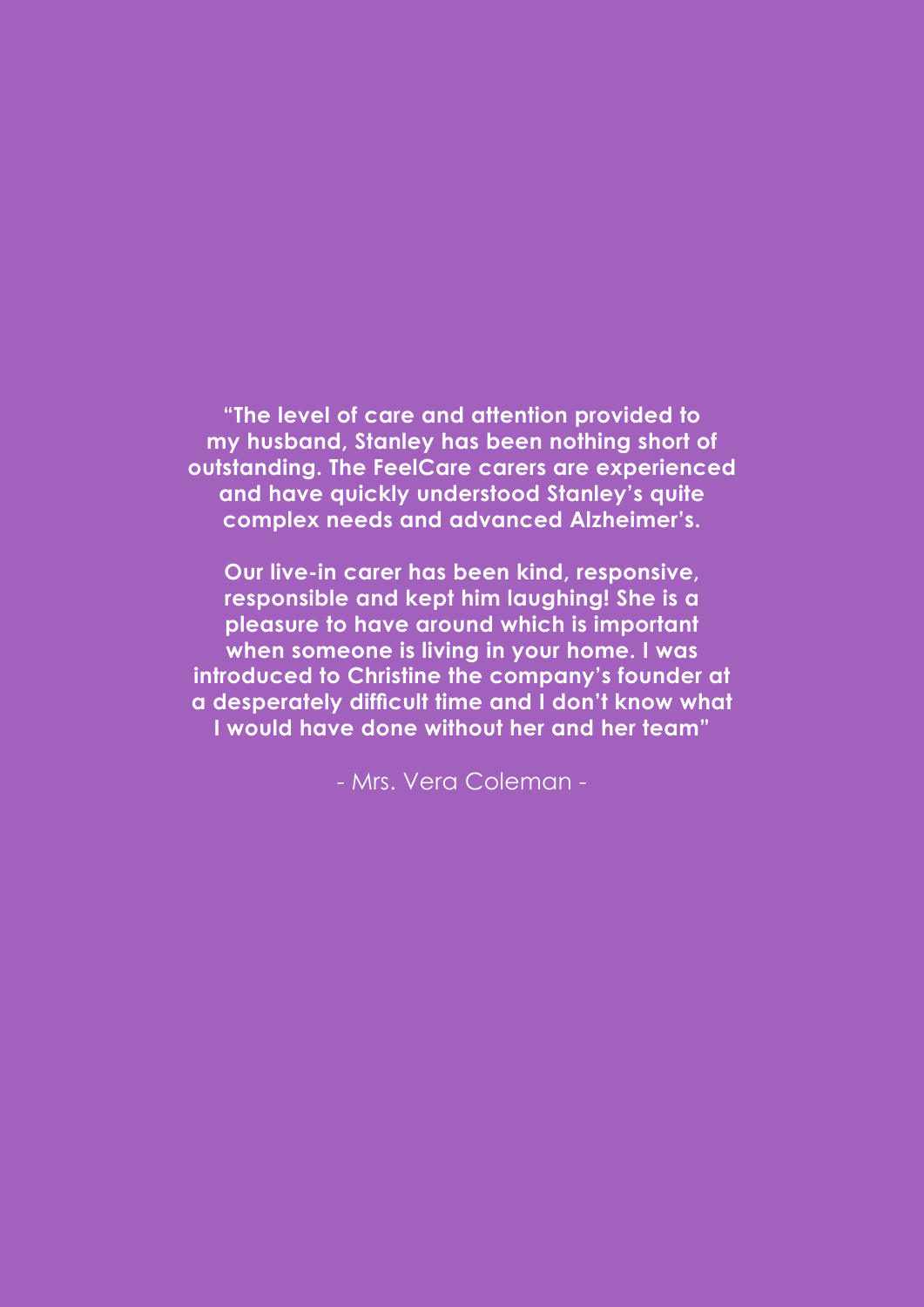**"The level of care and attention provided to my husband, Stanley has been nothing short of outstanding. The FeelCare carers are experienced and have quickly understood Stanley's quite complex needs and advanced Alzheimer's.**

**Our live-in carer has been kind, responsive, responsible and kept him laughing! She is a pleasure to have around which is important when someone is living in your home. I was introduced to Christine the company's founder at a desperately difficult time and I don't know what I would have done without her and her team"**

- Mrs. Vera Coleman -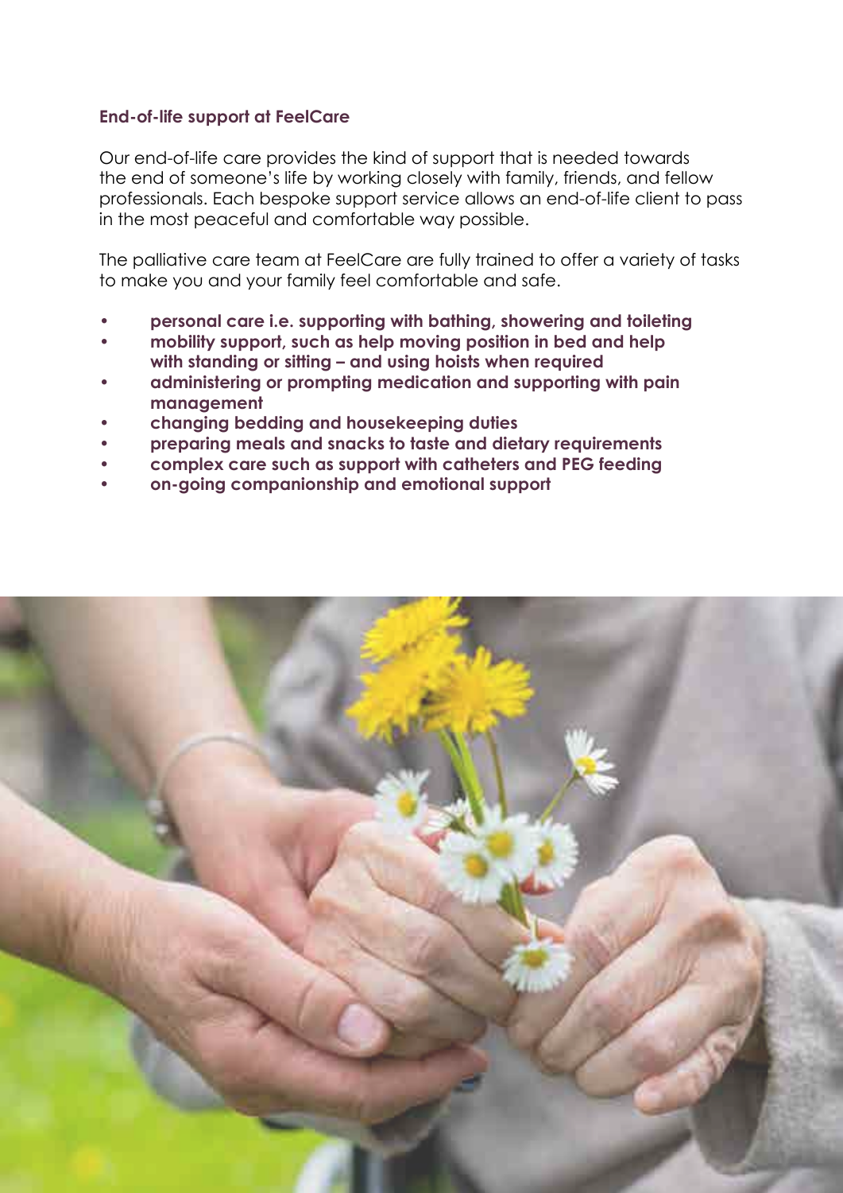**End-of-life support at FeelCare**

Our end-of-life care provides the kind of support that is needed towards the end of someone's life by working closely with family, friends, and fellow professionals. Each bespoke support service allows an end-of-life client to pass in the most peaceful and comfortable way possible.

The palliative care team at FeelCare are fully trained to offer a variety of tasks to make you and your family feel comfortable and safe.

- **personal care i.e. supporting with bathing, showering and toileting**
- **mobility support, such as help moving position in bed and help with standing or sitting – and using hoists when required**
- **administering or prompting medication and supporting with pain management**
- **changing bedding and housekeeping duties**
- **preparing meals and snacks to taste and dietary requirements**
- **complex care such as support with catheters and PEG feeding**
- **on-going companionship and emotional support**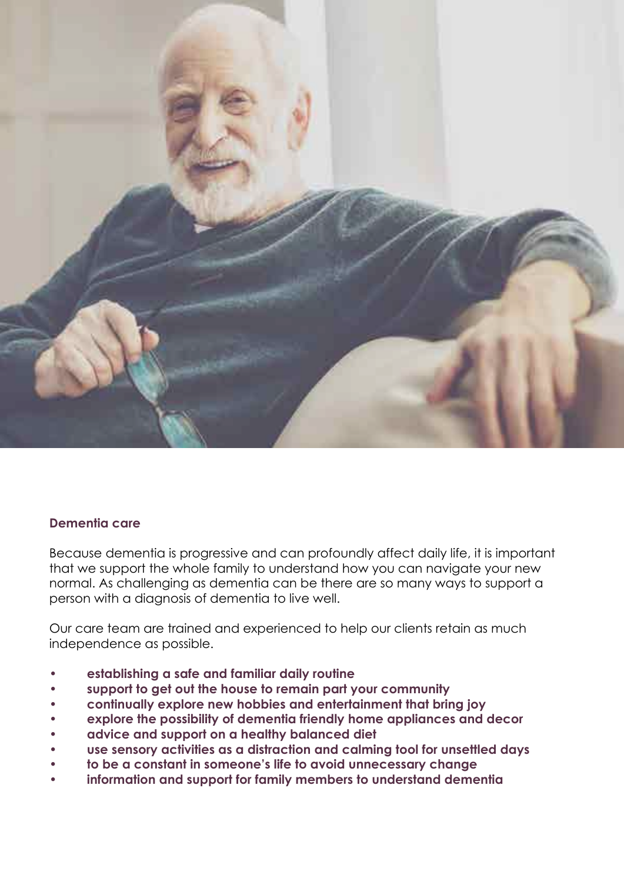## Dementia care

Because dementia is progressive and can profoundly affect daily life, it is important that we support the whole family to understand how you can navigate your new normal. As challenging as dementia can be there are so many ways to support a person with a diagnosis of dementia to live well.

Our care team are trained and experienced to help our clients retain as much independence as possible.

- **establishing a safe and familiar daily routine**
- **support to get out the house to remain part your community**
- **continually explore new hobbies and entertainment that bring joy**
- **explore the possibility of dementia friendly home appliances and decor**
- **advice and support on a healthy balanced diet**
- **use sensory activities as a distraction and calming tool for unsettled days**
- **to be a constant in someone's life to avoid unnecessary change**
- **information and support for family members to understand dementia**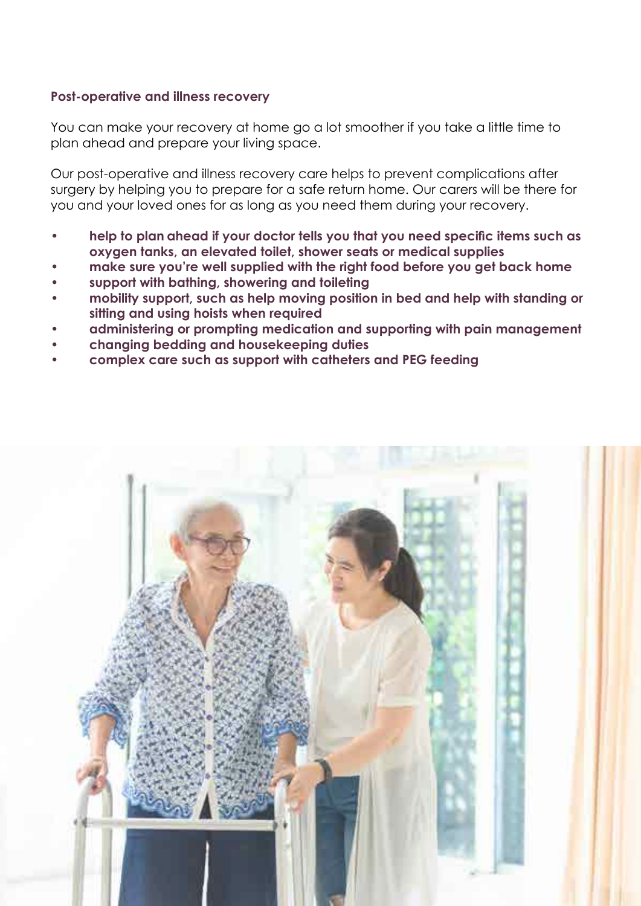### Post-operative and illness recovery

You can make your recovery at home go a lot smoother if you take a little time to plan ahead and prepare your living space.

Our post-operative and illness recovery care helps to prevent complications after surgery by helping you to prepare for a safe return home. Our carers will be there for you and your loved ones for as long as you need them during your recovery.

- **help to plan ahead if your doctor tells you that you need specific items such as oxygen tanks, an elevated toilet, shower seats or medical supplies**
- **make sure you're well supplied with the right food before you get back home**
- **support with bathing, showering and toileting**
- **mobility support, such as help moving position in bed and help with standing or sitting and using hoists when required**
- **administering or prompting medication and supporting with pain management**
- **changing bedding and housekeeping duties**
- **complex care such as support with catheters and PEG feeding**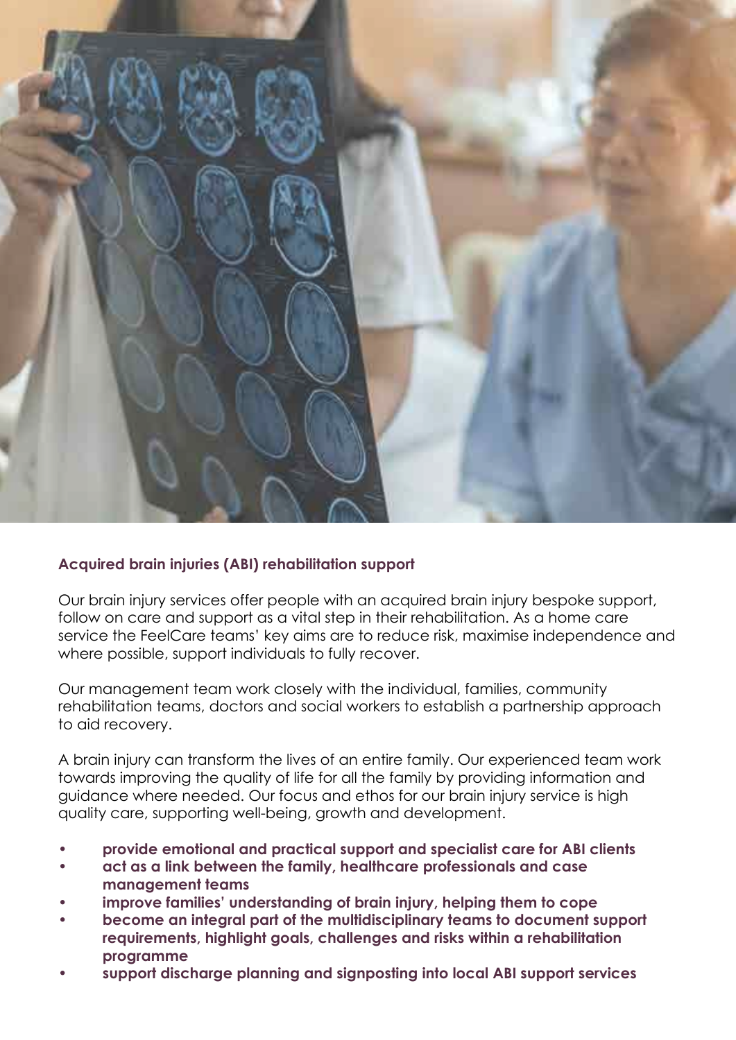## Acquired brain injuries (ABI) rehabilitation support

Our brain injury services offer people with an acquired brain injury bespoke support, follow on care and support as a vital step in their rehabilitation. As a home care service the FeelCare teams' key aims are to reduce risk, maximise independence and where possible, support individuals to fully recover.

Our management team work closely with the individual, families, community rehabilitation teams, doctors and social workers to establish a partnership approach to aid recovery.

A brain injury can transform the lives of an entire family. Our experienced team work towards improving the quality of life for all the family by providing information and guidance where needed. Our focus and ethos for our brain injury service is high quality care, supporting well-being, growth and development.

- **provide emotional and practical support and specialist care for ABI clients**
- **act as a link between the family, healthcare professionals and case management teams**
- **improve families' understanding of brain injury, helping them to cope**
- **become an integral part of the multidisciplinary teams to document support requirements, highlight goals, challenges and risks within a rehabilitation programme**
- **support discharge planning and signposting into local ABI support services**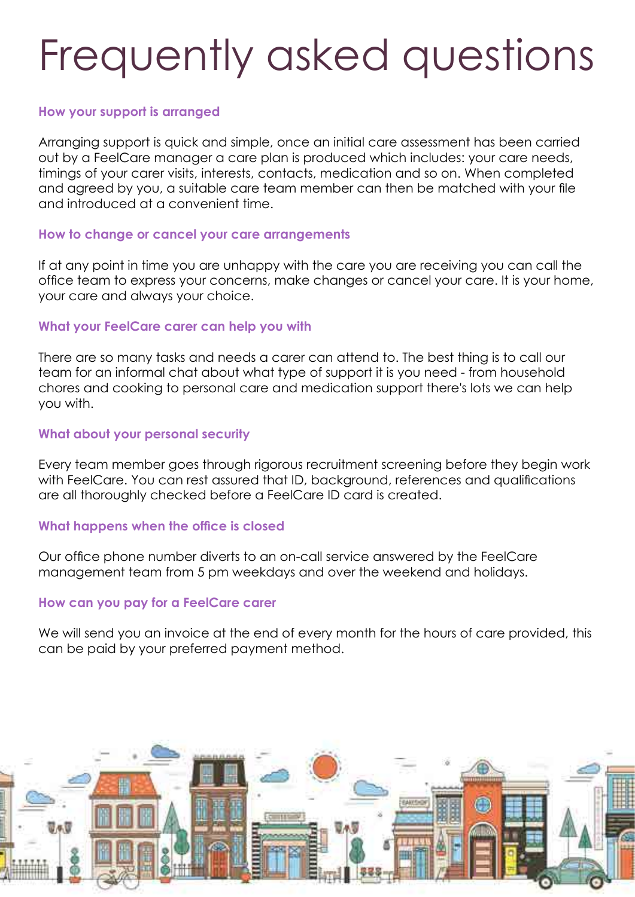# Frequently asked questions

### How your support is arranged

Arranging support is quick and simple, once an initial care assessment has been carried out by a FeelCare manager a care plan is produced which includes: your care needs, timings of your carer visits, interests, contacts, medication and so on. When completed and agreed by you, a suitable care team member can then be matched with your file and introduced at a convenient time.

### How to change or cancel your care arrangements

If at any point in time you are unhappy with the care you are receiving you can call the office team to express your concerns, make changes or cancel your care. It is your home, your care and always your choice.

### What your FeelCare carer can help you with

There are so many tasks and needs a carer can attend to. The best thing is to call our team for an informal chat about what type of support it is you need - from household chores and cooking to personal care and medication support there's lots we can help you with.

### What about your personal security

Every team member goes through rigorous recruitment screening before they begin work with FeelCare. You can rest assured that ID, background, references and qualifications are all thoroughly checked before a FeelCare ID card is created.

### What happens when the office is closed

Our office phone number diverts to an on-call service answered by the FeelCare management team from 5 pm weekdays and over the weekend and holidays.

### How can you pay for a FeelCare carer

We will send you an invoice at the end of every month for the hours of care provided, this can be paid by your preferred payment method.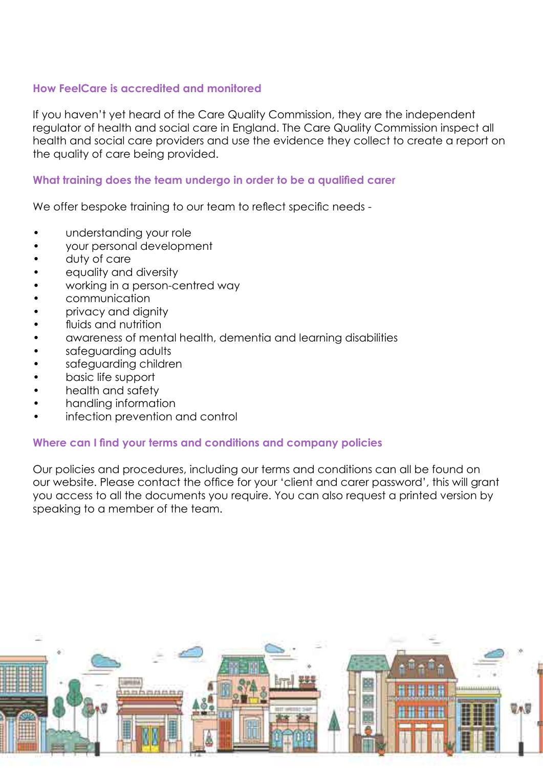## How FeelCare is accredited and monitored

If you haven't yet heard of the Care Quality Commission, they are the independent regulator of health and social care in England. The Care Quality Commission inspect all health and social care providers and use the evidence they collect to create a report on the quality of care being provided.

## What training does the team undergo in order to be a qualified carer

We offer bespoke training to our team to reflect specific needs -

- understanding your role
- your personal development
- duty of care
- equality and diversity
- working in a person-centred way
- communication
- privacy and dignity
- fluids and nutrition
- awareness of mental health, dementia and learning disabilities
- safeguarding adults
- safeguarding children
- basic life support
- health and safety
- handling information
- infection prevention and control

## Where can I find your terms and conditions and company policies

Our policies and procedures, including our terms and conditions can all be found on our website. Please contact the office for your 'client and carer password', this will grant you access to all the documents you require. You can also request a printed version by speaking to a member of the team.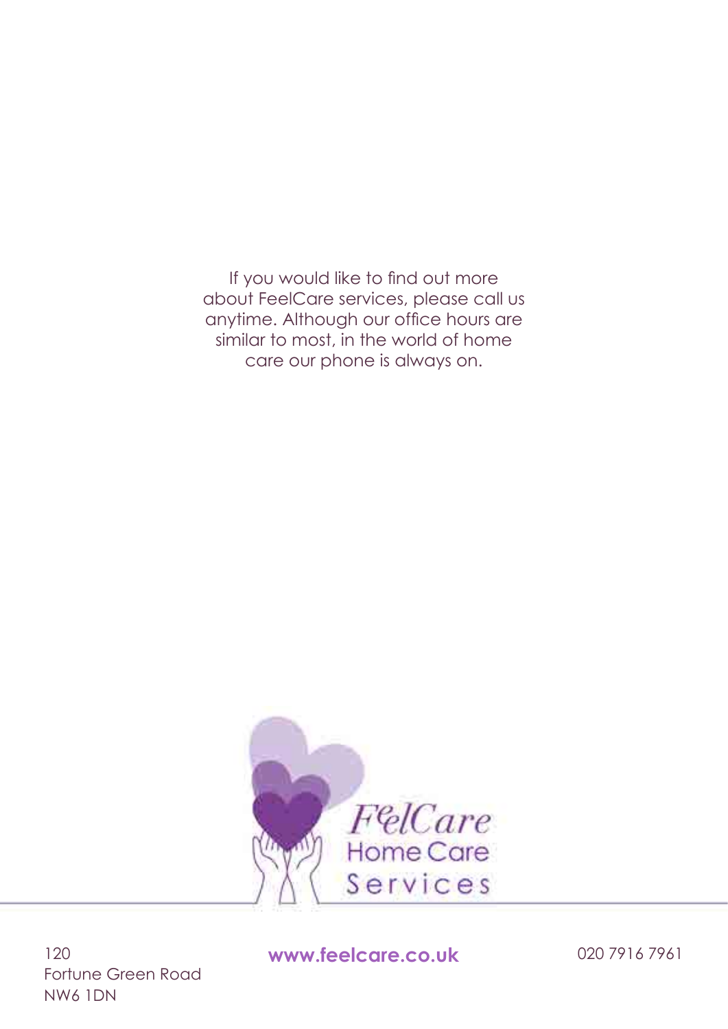If you would like to find out more about FeelCare services, please call us anytime. Although our office hours are similar to most, in the world of home care our phone is always on.

FeelCare
Home Care
Services

120
Fortune Green Road
NW6 1DN

**www.feelcare.co.uk**

020 7916 7961